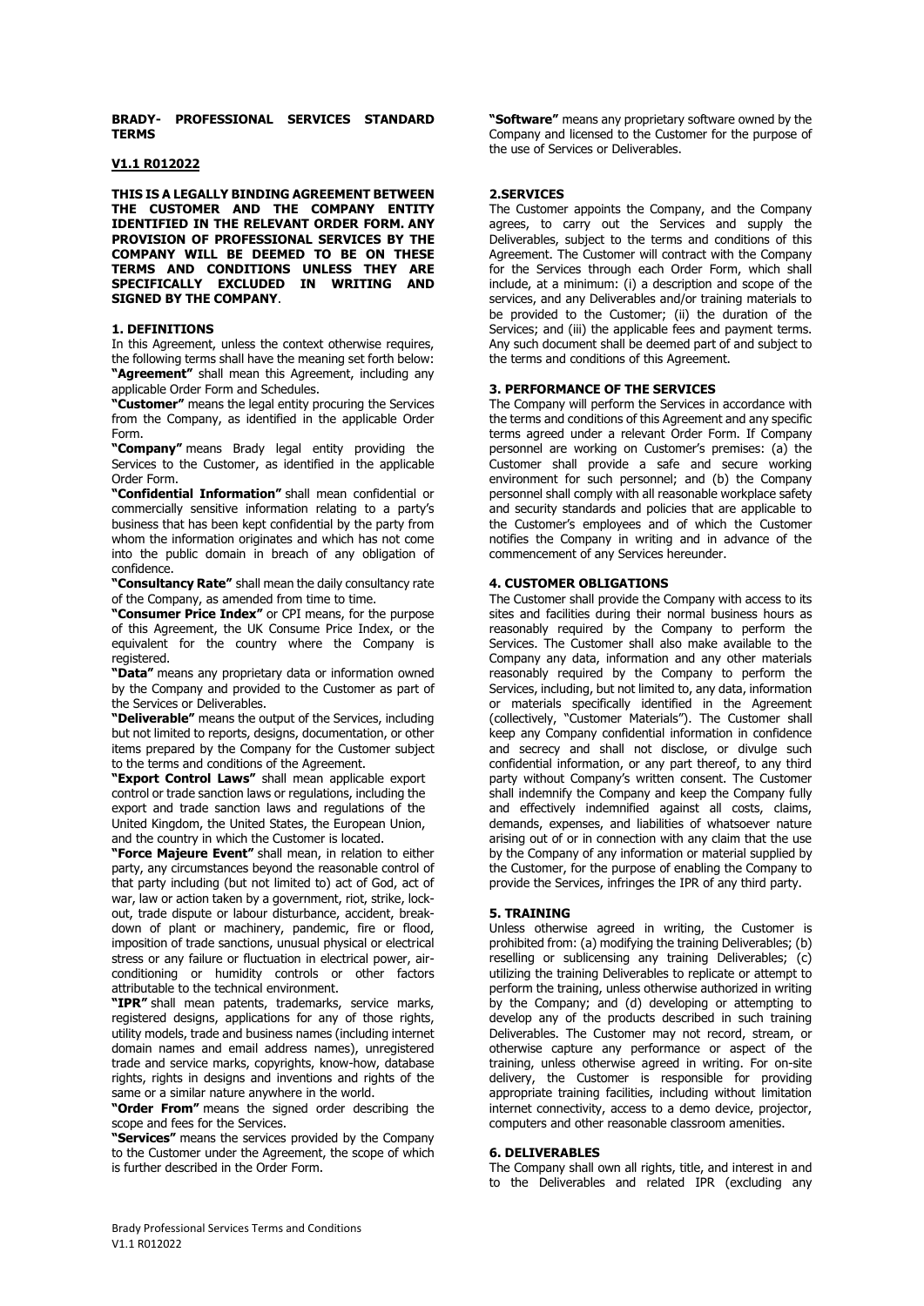**BRADY- PROFESSIONAL SERVICES STANDARD TERMS**

**V1.1 R012022**

**THIS IS A LEGALLY BINDING AGREEMENT BETWEEN THE CUSTOMER AND THE COMPANY ENTITY IDENTIFIED IN THE RELEVANT ORDER FORM. ANY PROVISION OF PROFESSIONAL SERVICES BY THE COMPANY WILL BE DEEMED TO BE ON THESE TERMS AND CONDITIONS UNLESS THEY ARE SPECIFICALLY EXCLUDED IN WRITING AND SIGNED BY THE COMPANY**.

## 1. DEFINITIONS

In this Agreement, unless the context otherwise requires, the following terms shall have the meaning set forth below:

**"Agreement"** shall mean this Agreement, including any applicable Order Form and Schedules.

**"Customer"** means the legal entity procuring the Services from the Company, as identified in the applicable Order Form.

**"Company"** means Brady legal entity providing the Services to the Customer, as identified in the applicable Order Form.

**"Confidential Information"** shall mean confidential or commercially sensitive information relating to a party's business that has been kept confidential by the party from whom the information originates and which has not come into the public domain in breach of any obligation of confidence.

**"Consultancy Rate"** shall mean the daily consultancy rate of the Company, as amended from time to time.

**"Consumer Price Index"** or CPI means, for the purpose of this Agreement, the UK Consume Price Index, or the equivalent for the country where the Company is registered.

**"Data"** means any proprietary data or information owned by the Company and provided to the Customer as part of the Services or Deliverables.

**"Deliverable"** means the output of the Services, including but not limited to reports, designs, documentation, or other items prepared by the Company for the Customer subject to the terms and conditions of the Agreement.

**"Export Control Laws"** shall mean applicable export control or trade sanction laws or regulations, including the export and trade sanction laws and regulations of the United Kingdom, the United States, the European Union, and the country in which the Customer is located.

**"Force Majeure Event"** shall mean, in relation to either party, any circumstances beyond the reasonable control of that party including (but not limited to) act of God, act of war, law or action taken by a government, riot, strike, lock-out, trade dispute or labour disturbance, accident, break-down of plant or machinery, pandemic, fire or flood, imposition of trade sanctions, unusual physical or electrical stress or any failure or fluctuation in electrical power, air-conditioning or humidity controls or other factors attributable to the technical environment.

**"IPR"** shall mean patents, trademarks, service marks, registered designs, applications for any of those rights, utility models, trade and business names (including internet domain names and email address names), unregistered trade and service marks, copyrights, know-how, database rights, rights in designs and inventions and rights of the same or a similar nature anywhere in the world.

**"Order From"** means the signed order describing the scope and fees for the Services.

**"Services"** means the services provided by the Company to the Customer under the Agreement, the scope of which is further described in the Order Form.

**"Software"** means any proprietary software owned by the Company and licensed to the Customer for the purpose of the use of Services or Deliverables.

## 2.SERVICES

The Customer appoints the Company, and the Company agrees, to carry out the Services and supply the Deliverables, subject to the terms and conditions of this Agreement. The Customer will contract with the Company for the Services through each Order Form, which shall include, at a minimum: (i) a description and scope of the services, and any Deliverables and/or training materials to be provided to the Customer; (ii) the duration of the Services; and (iii) the applicable fees and payment terms. Any such document shall be deemed part of and subject to the terms and conditions of this Agreement.

## 3. PERFORMANCE OF THE SERVICES

The Company will perform the Services in accordance with the terms and conditions of this Agreement and any specific terms agreed under a relevant Order Form. If Company personnel are working on Customer's premises: (a) the Customer shall provide a safe and secure working environment for such personnel; and (b) the Company personnel shall comply with all reasonable workplace safety and security standards and policies that are applicable to the Customer's employees and of which the Customer notifies the Company in writing and in advance of the commencement of any Services hereunder.

## 4. CUSTOMER OBLIGATIONS

The Customer shall provide the Company with access to its sites and facilities during their normal business hours as reasonably required by the Company to perform the Services. The Customer shall also make available to the Company any data, information and any other materials reasonably required by the Company to perform the Services, including, but not limited to, any data, information or materials specifically identified in the Agreement (collectively, "Customer Materials"). The Customer shall keep any Company confidential information in confidence and secrecy and shall not disclose, or divulge such confidential information, or any part thereof, to any third party without Company's written consent. The Customer shall indemnify the Company and keep the Company fully and effectively indemnified against all costs, claims, demands, expenses, and liabilities of whatsoever nature arising out of or in connection with any claim that the use by the Company of any information or material supplied by the Customer, for the purpose of enabling the Company to provide the Services, infringes the IPR of any third party.

## 5. TRAINING

Unless otherwise agreed in writing, the Customer is prohibited from: (a) modifying the training Deliverables; (b) reselling or sublicensing any training Deliverables; (c) utilizing the training Deliverables to replicate or attempt to perform the training, unless otherwise authorized in writing by the Company; and (d) developing or attempting to develop any of the products described in such training Deliverables. The Customer may not record, stream, or otherwise capture any performance or aspect of the training, unless otherwise agreed in writing. For on-site delivery, the Customer is responsible for providing appropriate training facilities, including without limitation internet connectivity, access to a demo device, projector, computers and other reasonable classroom amenities.

## 6. DELIVERABLES

The Company shall own all rights, title, and interest in and to the Deliverables and related IPR (excluding any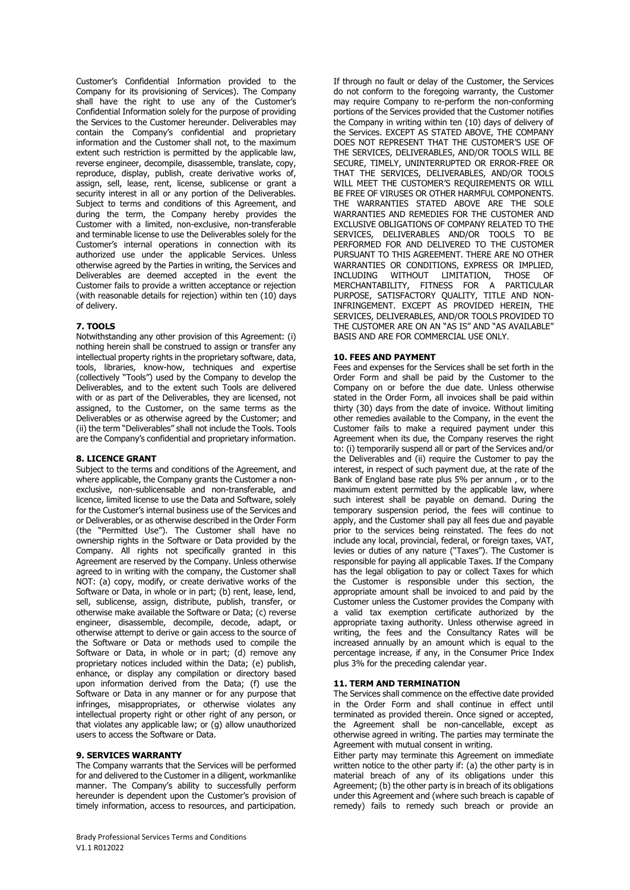Customer's Confidential Information provided to the Company for its provisioning of Services). The Company shall have the right to use any of the Customer's Confidential Information solely for the purpose of providing the Services to the Customer hereunder. Deliverables may contain the Company's confidential and proprietary information and the Customer shall not, to the maximum extent such restriction is permitted by the applicable law, reverse engineer, decompile, disassemble, translate, copy, reproduce, display, publish, create derivative works of, assign, sell, lease, rent, license, sublicense or grant a security interest in all or any portion of the Deliverables. Subject to terms and conditions of this Agreement, and during the term, the Company hereby provides the Customer with a limited, non-exclusive, non-transferable and terminable license to use the Deliverables solely for the Customer's internal operations in connection with its authorized use under the applicable Services. Unless otherwise agreed by the Parties in writing, the Services and Deliverables are deemed accepted in the event the Customer fails to provide a written acceptance or rejection (with reasonable details for rejection) within ten (10) days of delivery.

**7. TOOLS**

Notwithstanding any other provision of this Agreement: (i) nothing herein shall be construed to assign or transfer any intellectual property rights in the proprietary software, data, tools, libraries, know-how, techniques and expertise (collectively "Tools") used by the Company to develop the Deliverables, and to the extent such Tools are delivered with or as part of the Deliverables, they are licensed, not assigned, to the Customer, on the same terms as the Deliverables or as otherwise agreed by the Customer; and (ii) the term "Deliverables" shall not include the Tools. Tools are the Company's confidential and proprietary information.

**8. LICENCE GRANT**

Subject to the terms and conditions of the Agreement, and where applicable, the Company grants the Customer a non-exclusive, non-sublicensable and non-transferable, and licence, limited license to use the Data and Software, solely for the Customer's internal business use of the Services and or Deliverables, or as otherwise described in the Order Form (the "Permitted Use"). The Customer shall have no ownership rights in the Software or Data provided by the Company. All rights not specifically granted in this Agreement are reserved by the Company. Unless otherwise agreed to in writing with the company, the Customer shall NOT: (a) copy, modify, or create derivative works of the Software or Data, in whole or in part; (b) rent, lease, lend, sell, sublicense, assign, distribute, publish, transfer, or otherwise make available the Software or Data; (c) reverse engineer, disassemble, decompile, decode, adapt, or otherwise attempt to derive or gain access to the source of the Software or Data or methods used to compile the Software or Data, in whole or in part; (d) remove any proprietary notices included within the Data; (e) publish, enhance, or display any compilation or directory based upon information derived from the Data; (f) use the Software or Data in any manner or for any purpose that infringes, misappropriates, or otherwise violates any intellectual property right or other right of any person, or that violates any applicable law; or (g) allow unauthorized users to access the Software or Data.

**9. SERVICES WARRANTY**

The Company warrants that the Services will be performed for and delivered to the Customer in a diligent, workmanlike manner. The Company's ability to successfully perform hereunder is dependent upon the Customer's provision of timely information, access to resources, and participation. If through no fault or delay of the Customer, the Services do not conform to the foregoing warranty, the Customer may require Company to re-perform the non-conforming portions of the Services provided that the Customer notifies the Company in writing within ten (10) days of delivery of the Services. EXCEPT AS STATED ABOVE, THE COMPANY DOES NOT REPRESENT THAT THE CUSTOMER'S USE OF THE SERVICES, DELIVERABLES, AND/OR TOOLS WILL BE SECURE, TIMELY, UNINTERRUPTED OR ERROR-FREE OR THAT THE SERVICES, DELIVERABLES, AND/OR TOOLS WILL MEET THE CUSTOMER'S REQUIREMENTS OR WILL BE FREE OF VIRUSES OR OTHER HARMFUL COMPONENTS. THE WARRANTIES STATED ABOVE ARE THE SOLE WARRANTIES AND REMEDIES FOR THE CUSTOMER AND EXCLUSIVE OBLIGATIONS OF COMPANY RELATED TO THE SERVICES, DELIVERABLES AND/OR TOOLS TO BE PERFORMED FOR AND DELIVERED TO THE CUSTOMER PURSUANT TO THIS AGREEMENT. THERE ARE NO OTHER WARRANTIES OR CONDITIONS, EXPRESS OR IMPLIED, INCLUDING WITHOUT LIMITATION, THOSE OF MERCHANTABILITY, FITNESS FOR A PARTICULAR PURPOSE, SATISFACTORY QUALITY, TITLE AND NON-INFRINGEMENT. EXCEPT AS PROVIDED HEREIN, THE SERVICES, DELIVERABLES, AND/OR TOOLS PROVIDED TO THE CUSTOMER ARE ON AN "AS IS" AND "AS AVAILABLE" BASIS AND ARE FOR COMMERCIAL USE ONLY.

**10. FEES AND PAYMENT**

Fees and expenses for the Services shall be set forth in the Order Form and shall be paid by the Customer to the Company on or before the due date. Unless otherwise stated in the Order Form, all invoices shall be paid within thirty (30) days from the date of invoice. Without limiting other remedies available to the Company, in the event the Customer fails to make a required payment under this Agreement when its due, the Company reserves the right to: (i) temporarily suspend all or part of the Services and/or the Deliverables and (ii) require the Customer to pay the interest, in respect of such payment due, at the rate of the Bank of England base rate plus 5% per annum , or to the maximum extent permitted by the applicable law, where such interest shall be payable on demand. During the temporary suspension period, the fees will continue to apply, and the Customer shall pay all fees due and payable prior to the services being reinstated. The fees do not include any local, provincial, federal, or foreign taxes, VAT, levies or duties of any nature ("Taxes"). The Customer is responsible for paying all applicable Taxes. If the Company has the legal obligation to pay or collect Taxes for which the Customer is responsible under this section, the appropriate amount shall be invoiced to and paid by the Customer unless the Customer provides the Company with a valid tax exemption certificate authorized by the appropriate taxing authority. Unless otherwise agreed in writing, the fees and the Consultancy Rates will be increased annually by an amount which is equal to the percentage increase, if any, in the Consumer Price Index plus 3% for the preceding calendar year.

**11. TERM AND TERMINATION**

The Services shall commence on the effective date provided in the Order Form and shall continue in effect until terminated as provided therein. Once signed or accepted, the Agreement shall be non-cancellable, except as otherwise agreed in writing. The parties may terminate the Agreement with mutual consent in writing.

Either party may terminate this Agreement on immediate written notice to the other party if: (a) the other party is in material breach of any of its obligations under this Agreement; (b) the other party is in breach of its obligations under this Agreement and (where such breach is capable of remedy) fails to remedy such breach or provide an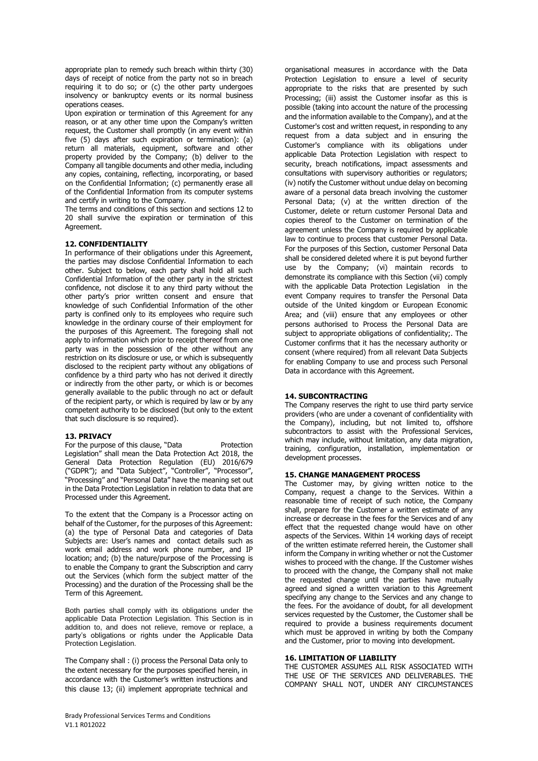appropriate plan to remedy such breach within thirty (30) days of receipt of notice from the party not so in breach requiring it to do so; or (c) the other party undergoes insolvency or bankruptcy events or its normal business operations ceases.

Upon expiration or termination of this Agreement for any reason, or at any other time upon the Company's written request, the Customer shall promptly (in any event within five (5) days after such expiration or termination): (a) return all materials, equipment, software and other property provided by the Company; (b) deliver to the Company all tangible documents and other media, including any copies, containing, reflecting, incorporating, or based on the Confidential Information; (c) permanently erase all of the Confidential Information from its computer systems and certify in writing to the Company.

The terms and conditions of this section and sections 12 to 20 shall survive the expiration or termination of this Agreement.

## 12. CONFIDENTIALITY

In performance of their obligations under this Agreement, the parties may disclose Confidential Information to each other. Subject to below, each party shall hold all such Confidential Information of the other party in the strictest confidence, not disclose it to any third party without the other party's prior written consent and ensure that knowledge of such Confidential Information of the other party is confined only to its employees who require such knowledge in the ordinary course of their employment for the purposes of this Agreement. The foregoing shall not apply to information which prior to receipt thereof from one party was in the possession of the other without any restriction on its disclosure or use, or which is subsequently disclosed to the recipient party without any obligations of confidence by a third party who has not derived it directly or indirectly from the other party, or which is or becomes generally available to the public through no act or default of the recipient party, or which is required by law or by any competent authority to be disclosed (but only to the extent that such disclosure is so required).

## 13. PRIVACY

For the purpose of this clause, "Data Protection Legislation" shall mean the Data Protection Act 2018, the General Data Protection Regulation (EU) 2016/679 ("GDPR"); and "Data Subject", "Controller", "Processor", "Processing" and "Personal Data" have the meaning set out in the Data Protection Legislation in relation to data that are Processed under this Agreement.

To the extent that the Company is a Processor acting on behalf of the Customer, for the purposes of this Agreement: (a) the type of Personal Data and categories of Data Subjects are: User's names and contact details such as work email address and work phone number, and IP location; and; (b) the nature/purpose of the Processing is to enable the Company to grant the Subscription and carry out the Services (which form the subject matter of the Processing) and the duration of the Processing shall be the Term of this Agreement.

Both parties shall comply with its obligations under the applicable Data Protection Legislation. This Section is in addition to, and does not relieve, remove or replace, a party's obligations or rights under the Applicable Data Protection Legislation.

The Company shall : (i) process the Personal Data only to the extent necessary for the purposes specified herein, in accordance with the Customer's written instructions and this clause 13; (ii) implement appropriate technical and organisational measures in accordance with the Data Protection Legislation to ensure a level of security appropriate to the risks that are presented by such Processing; (iii) assist the Customer insofar as this is possible (taking into account the nature of the processing and the information available to the Company), and at the Customer's cost and written request, in responding to any request from a data subject and in ensuring the Customer's compliance with its obligations under applicable Data Protection Legislation with respect to security, breach notifications, impact assessments and consultations with supervisory authorities or regulators; (iv) notify the Customer without undue delay on becoming aware of a personal data breach involving the customer Personal Data; (v) at the written direction of the Customer, delete or return customer Personal Data and copies thereof to the Customer on termination of the agreement unless the Company is required by applicable law to continue to process that customer Personal Data. For the purposes of this Section, customer Personal Data shall be considered deleted where it is put beyond further use by the Company; (vi) maintain records to demonstrate its compliance with this Section (vii) comply with the applicable Data Protection Legislation in the event Company requires to transfer the Personal Data outside of the United kingdom or European Economic Area; and (viii) ensure that any employees or other persons authorised to Process the Personal Data are subject to appropriate obligations of confidentiality;. The Customer confirms that it has the necessary authority or consent (where required) from all relevant Data Subjects for enabling Company to use and process such Personal Data in accordance with this Agreement.

## 14. SUBCONTRACTING

The Company reserves the right to use third party service providers (who are under a covenant of confidentiality with the Company), including, but not limited to, offshore subcontractors to assist with the Professional Services, which may include, without limitation, any data migration, training, configuration, installation, implementation or development processes.

## 15. CHANGE MANAGEMENT PROCESS

The Customer may, by giving written notice to the Company, request a change to the Services. Within a reasonable time of receipt of such notice, the Company shall, prepare for the Customer a written estimate of any increase or decrease in the fees for the Services and of any effect that the requested change would have on other aspects of the Services. Within 14 working days of receipt of the written estimate referred herein, the Customer shall inform the Company in writing whether or not the Customer wishes to proceed with the change. If the Customer wishes to proceed with the change, the Company shall not make the requested change until the parties have mutually agreed and signed a written variation to this Agreement specifying any change to the Services and any change to the fees. For the avoidance of doubt, for all development services requested by the Customer, the Customer shall be required to provide a business requirements document which must be approved in writing by both the Company and the Customer, prior to moving into development.

## 16. LIMITATION OF LIABILITY

THE CUSTOMER ASSUMES ALL RISK ASSOCIATED WITH THE USE OF THE SERVICES AND DELIVERABLES. THE COMPANY SHALL NOT, UNDER ANY CIRCUMSTANCES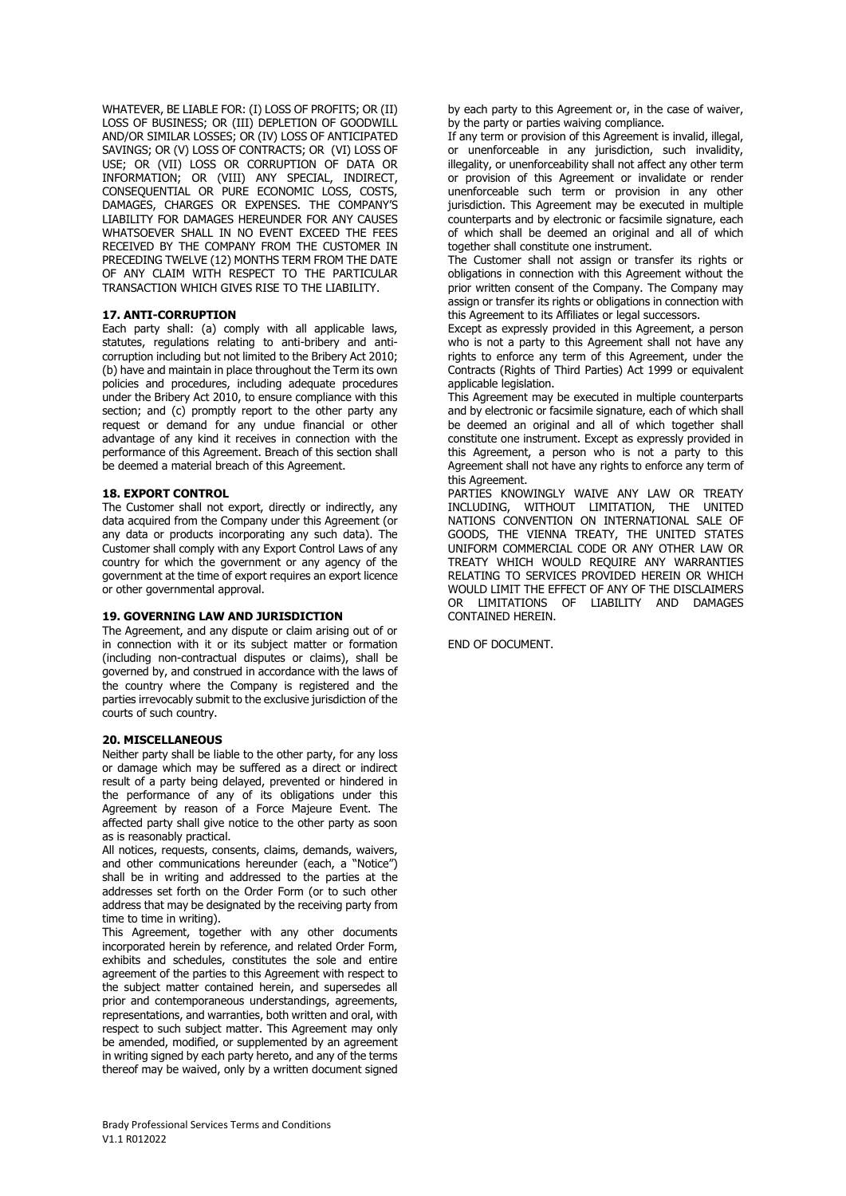WHATEVER, BE LIABLE FOR: (I) LOSS OF PROFITS; OR (II) LOSS OF BUSINESS; OR (III) DEPLETION OF GOODWILL AND/OR SIMILAR LOSSES; OR (IV) LOSS OF ANTICIPATED SAVINGS; OR (V) LOSS OF CONTRACTS; OR (VI) LOSS OF USE; OR (VII) LOSS OR CORRUPTION OF DATA OR INFORMATION; OR (VIII) ANY SPECIAL, INDIRECT, CONSEQUENTIAL OR PURE ECONOMIC LOSS, COSTS, DAMAGES, CHARGES OR EXPENSES. THE COMPANY'S LIABILITY FOR DAMAGES HEREUNDER FOR ANY CAUSES WHATSOEVER SHALL IN NO EVENT EXCEED THE FEES RECEIVED BY THE COMPANY FROM THE CUSTOMER IN PRECEDING TWELVE (12) MONTHS TERM FROM THE DATE OF ANY CLAIM WITH RESPECT TO THE PARTICULAR TRANSACTION WHICH GIVES RISE TO THE LIABILITY.

**17. ANTI-CORRUPTION**

Each party shall: (a) comply with all applicable laws, statutes, regulations relating to anti-bribery and anti-corruption including but not limited to the Bribery Act 2010; (b) have and maintain in place throughout the Term its own policies and procedures, including adequate procedures under the Bribery Act 2010, to ensure compliance with this section; and (c) promptly report to the other party any request or demand for any undue financial or other advantage of any kind it receives in connection with the performance of this Agreement. Breach of this section shall be deemed a material breach of this Agreement.

**18. EXPORT CONTROL**

The Customer shall not export, directly or indirectly, any data acquired from the Company under this Agreement (or any data or products incorporating any such data). The Customer shall comply with any Export Control Laws of any country for which the government or any agency of the government at the time of export requires an export licence or other governmental approval.

**19. GOVERNING LAW AND JURISDICTION**

The Agreement, and any dispute or claim arising out of or in connection with it or its subject matter or formation (including non-contractual disputes or claims), shall be governed by, and construed in accordance with the laws of the country where the Company is registered and the parties irrevocably submit to the exclusive jurisdiction of the courts of such country.

**20. MISCELLANEOUS**

Neither party shall be liable to the other party, for any loss or damage which may be suffered as a direct or indirect result of a party being delayed, prevented or hindered in the performance of any of its obligations under this Agreement by reason of a Force Majeure Event. The affected party shall give notice to the other party as soon as is reasonably practical.

All notices, requests, consents, claims, demands, waivers, and other communications hereunder (each, a "Notice") shall be in writing and addressed to the parties at the addresses set forth on the Order Form (or to such other address that may be designated by the receiving party from time to time in writing).

This Agreement, together with any other documents incorporated herein by reference, and related Order Form, exhibits and schedules, constitutes the sole and entire agreement of the parties to this Agreement with respect to the subject matter contained herein, and supersedes all prior and contemporaneous understandings, agreements, representations, and warranties, both written and oral, with respect to such subject matter. This Agreement may only be amended, modified, or supplemented by an agreement in writing signed by each party hereto, and any of the terms thereof may be waived, only by a written document signed by each party to this Agreement or, in the case of waiver, by the party or parties waiving compliance.

If any term or provision of this Agreement is invalid, illegal, or unenforceable in any jurisdiction, such invalidity, illegality, or unenforceability shall not affect any other term or provision of this Agreement or invalidate or render unenforceable such term or provision in any other jurisdiction. This Agreement may be executed in multiple counterparts and by electronic or facsimile signature, each of which shall be deemed an original and all of which together shall constitute one instrument.

The Customer shall not assign or transfer its rights or obligations in connection with this Agreement without the prior written consent of the Company. The Company may assign or transfer its rights or obligations in connection with this Agreement to its Affiliates or legal successors.

Except as expressly provided in this Agreement, a person who is not a party to this Agreement shall not have any rights to enforce any term of this Agreement, under the Contracts (Rights of Third Parties) Act 1999 or equivalent applicable legislation.

This Agreement may be executed in multiple counterparts and by electronic or facsimile signature, each of which shall be deemed an original and all of which together shall constitute one instrument. Except as expressly provided in this Agreement, a person who is not a party to this Agreement shall not have any rights to enforce any term of this Agreement.

PARTIES KNOWINGLY WAIVE ANY LAW OR TREATY INCLUDING, WITHOUT LIMITATION, THE UNITED NATIONS CONVENTION ON INTERNATIONAL SALE OF GOODS, THE VIENNA TREATY, THE UNITED STATES UNIFORM COMMERCIAL CODE OR ANY OTHER LAW OR TREATY WHICH WOULD REQUIRE ANY WARRANTIES RELATING TO SERVICES PROVIDED HEREIN OR WHICH WOULD LIMIT THE EFFECT OF ANY OF THE DISCLAIMERS OR LIMITATIONS OF LIABILITY AND DAMAGES CONTAINED HEREIN.

END OF DOCUMENT.